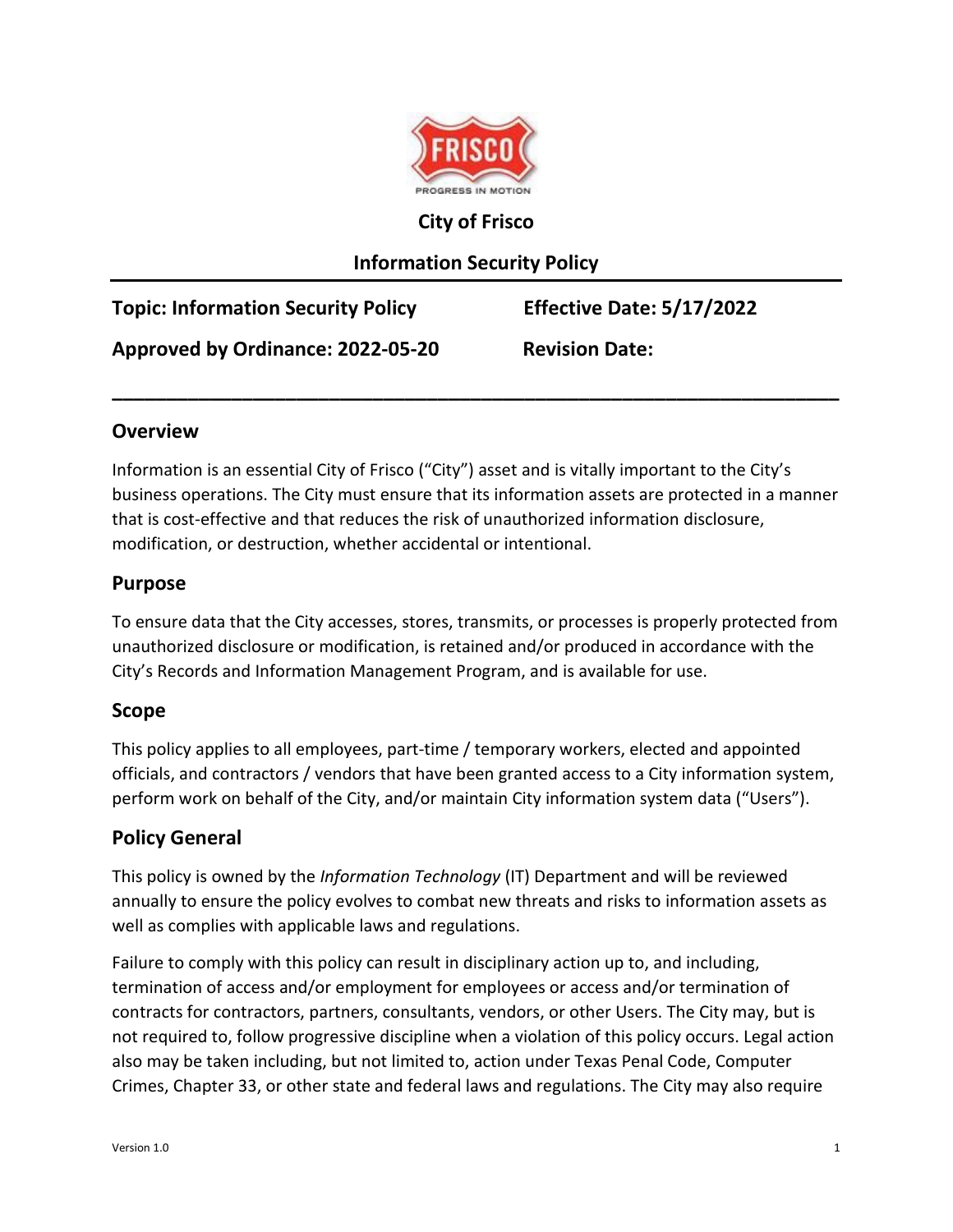**City of Frisco**

**Information Security Policy**

---

| **Topic: Information Security Policy** | **Effective Date: 5/17/2022** |
|---|---|
| **Approved by Ordinance: 2022-05-20** | **Revision Date:** |

---

## Overview

Information is an essential City of Frisco ("City") asset and is vitally important to the City's business operations. The City must ensure that its information assets are protected in a manner that is cost-effective and that reduces the risk of unauthorized information disclosure, modification, or destruction, whether accidental or intentional.

## Purpose

To ensure data that the City accesses, stores, transmits, or processes is properly protected from unauthorized disclosure or modification, is retained and/or produced in accordance with the City's Records and Information Management Program, and is available for use.

## Scope

This policy applies to all employees, part-time / temporary workers, elected and appointed officials, and contractors / vendors that have been granted access to a City information system, perform work on behalf of the City, and/or maintain City information system data ("Users").

## Policy General

This policy is owned by the *Information Technology* (IT) Department and will be reviewed annually to ensure the policy evolves to combat new threats and risks to information assets as well as complies with applicable laws and regulations.

Failure to comply with this policy can result in disciplinary action up to, and including, termination of access and/or employment for employees or access and/or termination of contracts for contractors, partners, consultants, vendors, or other Users. The City may, but is not required to, follow progressive discipline when a violation of this policy occurs. Legal action also may be taken including, but not limited to, action under Texas Penal Code, Computer Crimes, Chapter 33, or other state and federal laws and regulations. The City may also require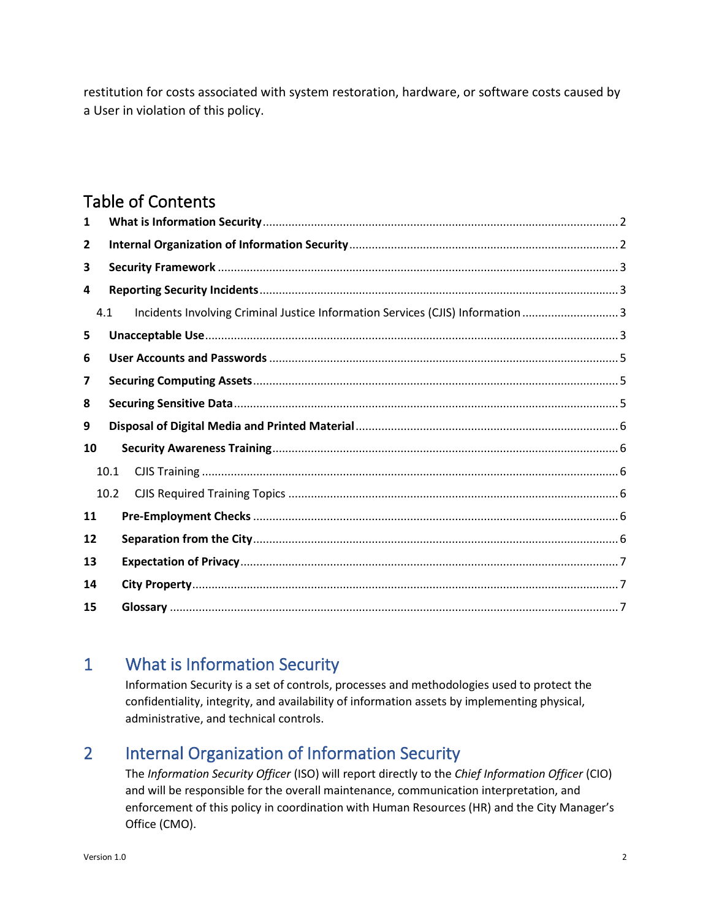restitution for costs associated with system restoration, hardware, or software costs caused by a User in violation of this policy.

## Table of Contents

| | | |
|---|---|---|
| 1 | **What is Information Security** | 2 |
| 2 | **Internal Organization of Information Security** | 2 |
| 3 | **Security Framework** | 3 |
| 4 | **Reporting Security Incidents** | 3 |
| 4.1 | Incidents Involving Criminal Justice Information Services (CJIS) Information | 3 |
| 5 | **Unacceptable Use** | 3 |
| 6 | **User Accounts and Passwords** | 5 |
| 7 | **Securing Computing Assets** | 5 |
| 8 | **Securing Sensitive Data** | 5 |
| 9 | **Disposal of Digital Media and Printed Material** | 6 |
| 10 | **Security Awareness Training** | 6 |
| 10.1 | CJIS Training | 6 |
| 10.2 | CJIS Required Training Topics | 6 |
| 11 | **Pre-Employment Checks** | 6 |
| 12 | **Separation from the City** | 6 |
| 13 | **Expectation of Privacy** | 7 |
| 14 | **City Property** | 7 |
| 15 | **Glossary** | 7 |

# 1 What is Information Security

Information Security is a set of controls, processes and methodologies used to protect the confidentiality, integrity, and availability of information assets by implementing physical, administrative, and technical controls.

# 2 Internal Organization of Information Security

The *Information Security Officer* (ISO) will report directly to the *Chief Information Officer* (CIO) and will be responsible for the overall maintenance, communication interpretation, and enforcement of this policy in coordination with Human Resources (HR) and the City Manager's Office (CMO).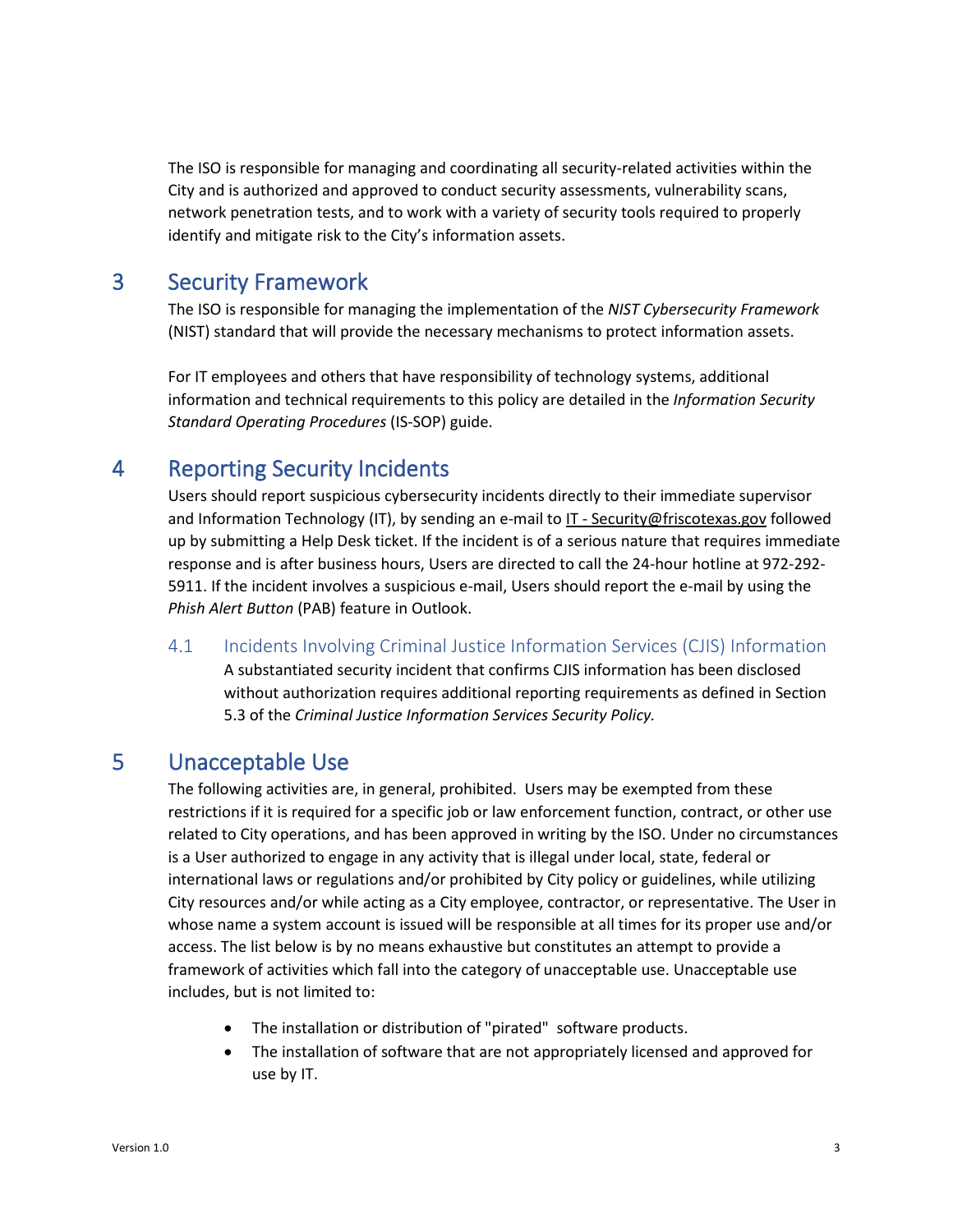The ISO is responsible for managing and coordinating all security-related activities within the City and is authorized and approved to conduct security assessments, vulnerability scans, network penetration tests, and to work with a variety of security tools required to properly identify and mitigate risk to the City's information assets.

# 3 Security Framework

The ISO is responsible for managing the implementation of the *NIST Cybersecurity Framework* (NIST) standard that will provide the necessary mechanisms to protect information assets.

For IT employees and others that have responsibility of technology systems, additional information and technical requirements to this policy are detailed in the *Information Security Standard Operating Procedures* (IS-SOP) guide.

# 4 Reporting Security Incidents

Users should report suspicious cybersecurity incidents directly to their immediate supervisor and Information Technology (IT), by sending an e-mail to IT - Security@friscotexas.gov followed up by submitting a Help Desk ticket. If the incident is of a serious nature that requires immediate response and is after business hours, Users are directed to call the 24-hour hotline at 972-292-5911. If the incident involves a suspicious e-mail, Users should report the e-mail by using the *Phish Alert Button* (PAB) feature in Outlook.

## 4.1 Incidents Involving Criminal Justice Information Services (CJIS) Information

A substantiated security incident that confirms CJIS information has been disclosed without authorization requires additional reporting requirements as defined in Section 5.3 of the *Criminal Justice Information Services Security Policy.*

# 5 Unacceptable Use

The following activities are, in general, prohibited. Users may be exempted from these restrictions if it is required for a specific job or law enforcement function, contract, or other use related to City operations, and has been approved in writing by the ISO. Under no circumstances is a User authorized to engage in any activity that is illegal under local, state, federal or international laws or regulations and/or prohibited by City policy or guidelines, while utilizing City resources and/or while acting as a City employee, contractor, or representative. The User in whose name a system account is issued will be responsible at all times for its proper use and/or access. The list below is by no means exhaustive but constitutes an attempt to provide a framework of activities which fall into the category of unacceptable use. Unacceptable use includes, but is not limited to:

- The installation or distribution of "pirated" software products.
- The installation of software that are not appropriately licensed and approved for use by IT.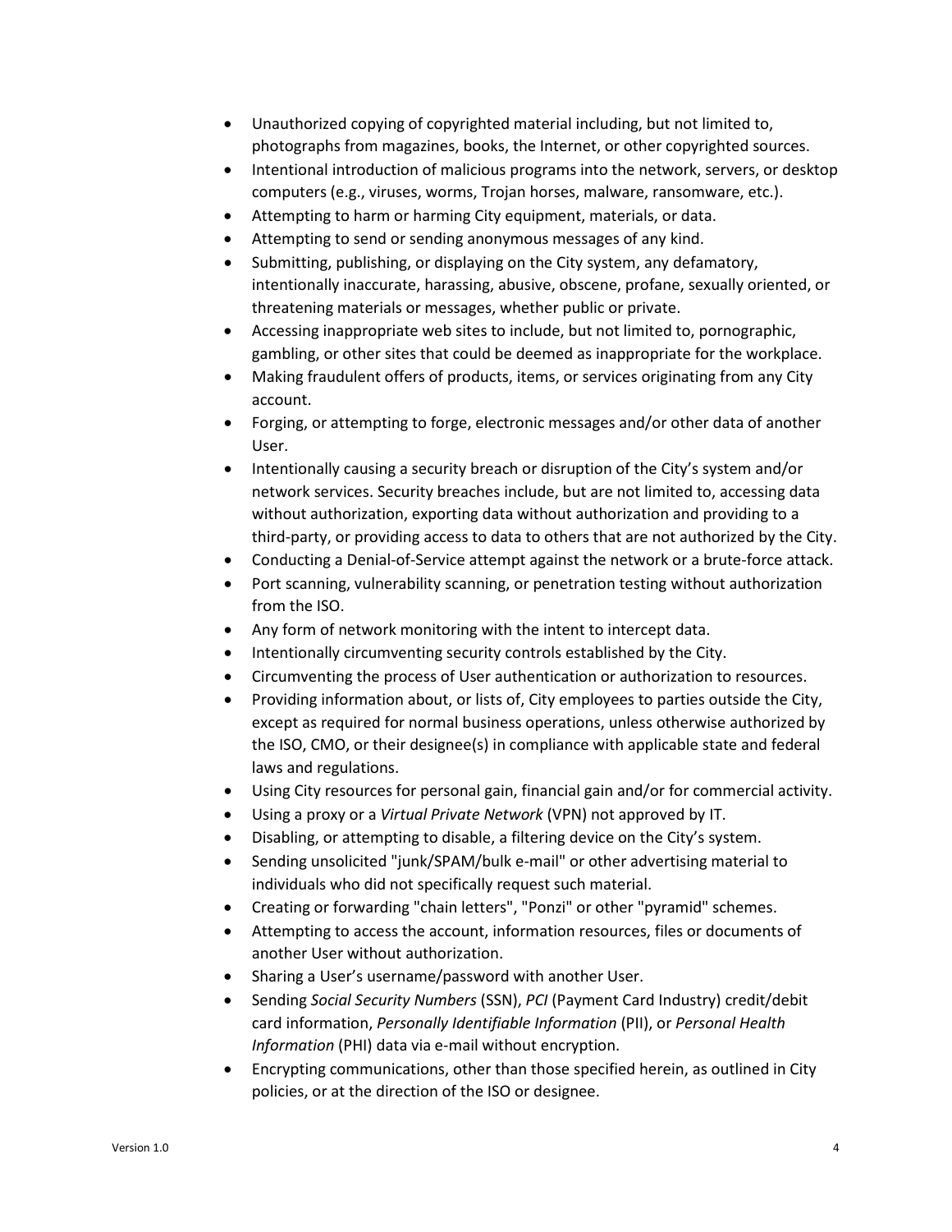- Unauthorized copying of copyrighted material including, but not limited to, photographs from magazines, books, the Internet, or other copyrighted sources.
- Intentional introduction of malicious programs into the network, servers, or desktop computers (e.g., viruses, worms, Trojan horses, malware, ransomware, etc.).
- Attempting to harm or harming City equipment, materials, or data.
- Attempting to send or sending anonymous messages of any kind.
- Submitting, publishing, or displaying on the City system, any defamatory, intentionally inaccurate, harassing, abusive, obscene, profane, sexually oriented, or threatening materials or messages, whether public or private.
- Accessing inappropriate web sites to include, but not limited to, pornographic, gambling, or other sites that could be deemed as inappropriate for the workplace.
- Making fraudulent offers of products, items, or services originating from any City account.
- Forging, or attempting to forge, electronic messages and/or other data of another User.
- Intentionally causing a security breach or disruption of the City's system and/or network services. Security breaches include, but are not limited to, accessing data without authorization, exporting data without authorization and providing to a third-party, or providing access to data to others that are not authorized by the City.
- Conducting a Denial-of-Service attempt against the network or a brute-force attack.
- Port scanning, vulnerability scanning, or penetration testing without authorization from the ISO.
- Any form of network monitoring with the intent to intercept data.
- Intentionally circumventing security controls established by the City.
- Circumventing the process of User authentication or authorization to resources.
- Providing information about, or lists of, City employees to parties outside the City, except as required for normal business operations, unless otherwise authorized by the ISO, CMO, or their designee(s) in compliance with applicable state and federal laws and regulations.
- Using City resources for personal gain, financial gain and/or for commercial activity.
- Using a proxy or a *Virtual Private Network* (VPN) not approved by IT.
- Disabling, or attempting to disable, a filtering device on the City's system.
- Sending unsolicited "junk/SPAM/bulk e-mail" or other advertising material to individuals who did not specifically request such material.
- Creating or forwarding "chain letters", "Ponzi" or other "pyramid" schemes.
- Attempting to access the account, information resources, files or documents of another User without authorization.
- Sharing a User's username/password with another User.
- Sending *Social Security Numbers* (SSN), *PCI* (Payment Card Industry) credit/debit card information, *Personally Identifiable Information* (PII), or *Personal Health Information* (PHI) data via e-mail without encryption.
- Encrypting communications, other than those specified herein, as outlined in City policies, or at the direction of the ISO or designee.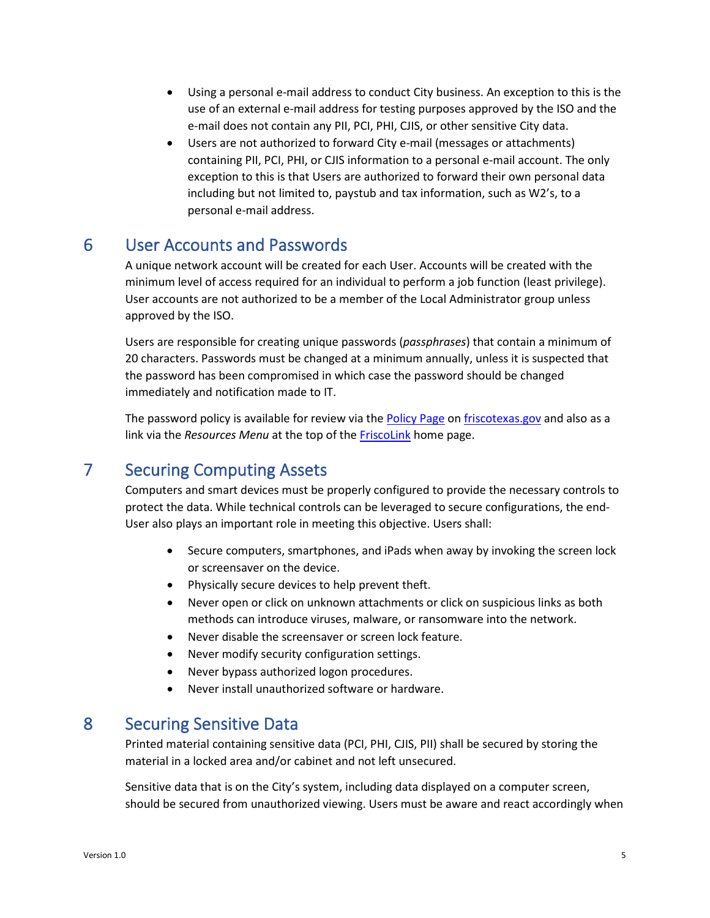- Using a personal e-mail address to conduct City business. An exception to this is the use of an external e-mail address for testing purposes approved by the ISO and the e-mail does not contain any PII, PCI, PHI, CJIS, or other sensitive City data.
- Users are not authorized to forward City e-mail (messages or attachments) containing PII, PCI, PHI, or CJIS information to a personal e-mail account. The only exception to this is that Users are authorized to forward their own personal data including but not limited to, paystub and tax information, such as W2's, to a personal e-mail address.

## 6 User Accounts and Passwords

A unique network account will be created for each User. Accounts will be created with the minimum level of access required for an individual to perform a job function (least privilege). User accounts are not authorized to be a member of the Local Administrator group unless approved by the ISO.

Users are responsible for creating unique passwords (*passphrases*) that contain a minimum of 20 characters. Passwords must be changed at a minimum annually, unless it is suspected that the password has been compromised in which case the password should be changed immediately and notification made to IT.

The password policy is available for review via the Policy Page on friscotexas.gov and also as a link via the *Resources Menu* at the top of the FriscoLink home page.

## 7 Securing Computing Assets

Computers and smart devices must be properly configured to provide the necessary controls to protect the data. While technical controls can be leveraged to secure configurations, the end-User also plays an important role in meeting this objective. Users shall:

- Secure computers, smartphones, and iPads when away by invoking the screen lock or screensaver on the device.
- Physically secure devices to help prevent theft.
- Never open or click on unknown attachments or click on suspicious links as both methods can introduce viruses, malware, or ransomware into the network.
- Never disable the screensaver or screen lock feature.
- Never modify security configuration settings.
- Never bypass authorized logon procedures.
- Never install unauthorized software or hardware.

## 8 Securing Sensitive Data

Printed material containing sensitive data (PCI, PHI, CJIS, PII) shall be secured by storing the material in a locked area and/or cabinet and not left unsecured.

Sensitive data that is on the City's system, including data displayed on a computer screen, should be secured from unauthorized viewing. Users must be aware and react accordingly when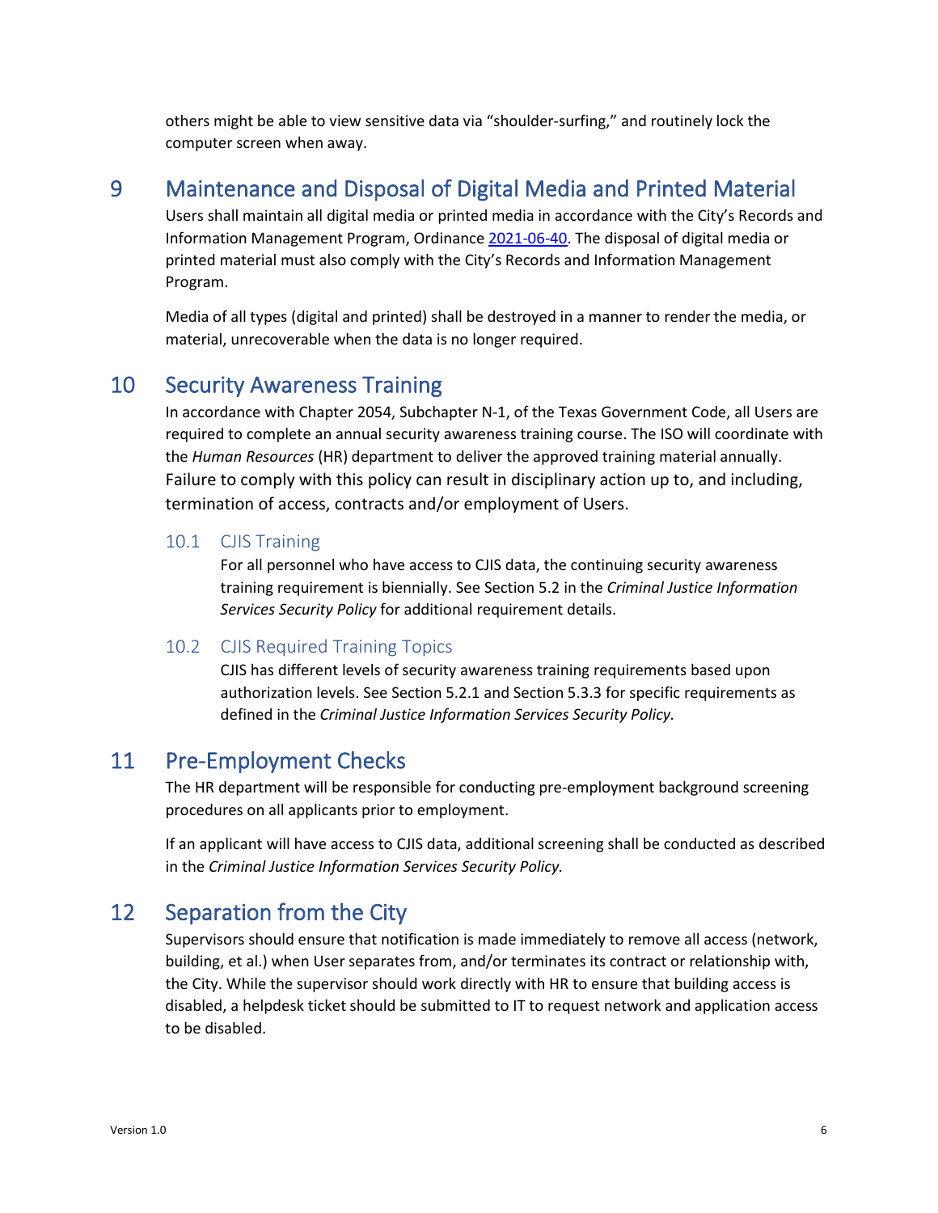others might be able to view sensitive data via "shoulder-surfing," and routinely lock the computer screen when away.

# 9 Maintenance and Disposal of Digital Media and Printed Material

Users shall maintain all digital media or printed media in accordance with the City's Records and Information Management Program, Ordinance [2021-06-40](2021-06-40). The disposal of digital media or printed material must also comply with the City's Records and Information Management Program.

Media of all types (digital and printed) shall be destroyed in a manner to render the media, or material, unrecoverable when the data is no longer required.

# 10 Security Awareness Training

In accordance with Chapter 2054, Subchapter N-1, of the Texas Government Code, all Users are required to complete an annual security awareness training course. The ISO will coordinate with the *Human Resources* (HR) department to deliver the approved training material annually. Failure to comply with this policy can result in disciplinary action up to, and including, termination of access, contracts and/or employment of Users.

## 10.1 CJIS Training

For all personnel who have access to CJIS data, the continuing security awareness training requirement is biennially. See Section 5.2 in the *Criminal Justice Information Services Security Policy* for additional requirement details.

## 10.2 CJIS Required Training Topics

CJIS has different levels of security awareness training requirements based upon authorization levels. See Section 5.2.1 and Section 5.3.3 for specific requirements as defined in the *Criminal Justice Information Services Security Policy.*

# 11 Pre-Employment Checks

The HR department will be responsible for conducting pre-employment background screening procedures on all applicants prior to employment.

If an applicant will have access to CJIS data, additional screening shall be conducted as described in the *Criminal Justice Information Services Security Policy.*

# 12 Separation from the City

Supervisors should ensure that notification is made immediately to remove all access (network, building, et al.) when User separates from, and/or terminates its contract or relationship with, the City. While the supervisor should work directly with HR to ensure that building access is disabled, a helpdesk ticket should be submitted to IT to request network and application access to be disabled.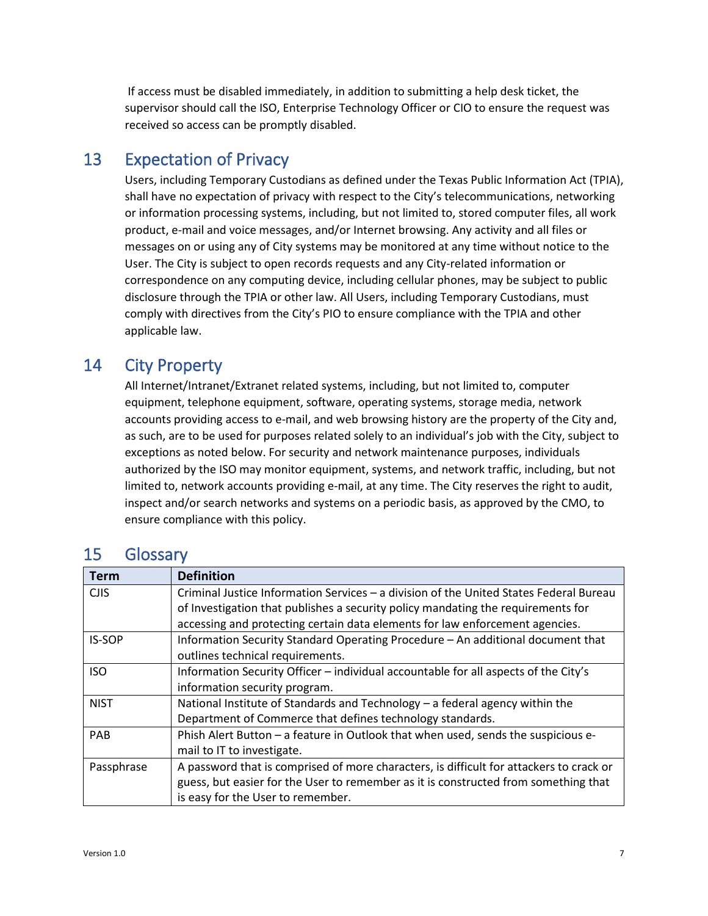If access must be disabled immediately, in addition to submitting a help desk ticket, the supervisor should call the ISO, Enterprise Technology Officer or CIO to ensure the request was received so access can be promptly disabled.

## 13 Expectation of Privacy

Users, including Temporary Custodians as defined under the Texas Public Information Act (TPIA), shall have no expectation of privacy with respect to the City's telecommunications, networking or information processing systems, including, but not limited to, stored computer files, all work product, e-mail and voice messages, and/or Internet browsing. Any activity and all files or messages on or using any of City systems may be monitored at any time without notice to the User. The City is subject to open records requests and any City-related information or correspondence on any computing device, including cellular phones, may be subject to public disclosure through the TPIA or other law. All Users, including Temporary Custodians, must comply with directives from the City's PIO to ensure compliance with the TPIA and other applicable law.

## 14 City Property

All Internet/Intranet/Extranet related systems, including, but not limited to, computer equipment, telephone equipment, software, operating systems, storage media, network accounts providing access to e-mail, and web browsing history are the property of the City and, as such, are to be used for purposes related solely to an individual's job with the City, subject to exceptions as noted below. For security and network maintenance purposes, individuals authorized by the ISO may monitor equipment, systems, and network traffic, including, but not limited to, network accounts providing e-mail, at any time. The City reserves the right to audit, inspect and/or search networks and systems on a periodic basis, as approved by the CMO, to ensure compliance with this policy.

## 15 Glossary

| Term | Definition |
|---|---|
| CJIS | Criminal Justice Information Services – a division of the United States Federal Bureau of Investigation that publishes a security policy mandating the requirements for accessing and protecting certain data elements for law enforcement agencies. |
| IS-SOP | Information Security Standard Operating Procedure – An additional document that outlines technical requirements. |
| ISO | Information Security Officer – individual accountable for all aspects of the City's information security program. |
| NIST | National Institute of Standards and Technology – a federal agency within the Department of Commerce that defines technology standards. |
| PAB | Phish Alert Button – a feature in Outlook that when used, sends the suspicious e-mail to IT to investigate. |
| Passphrase | A password that is comprised of more characters, is difficult for attackers to crack or guess, but easier for the User to remember as it is constructed from something that is easy for the User to remember. |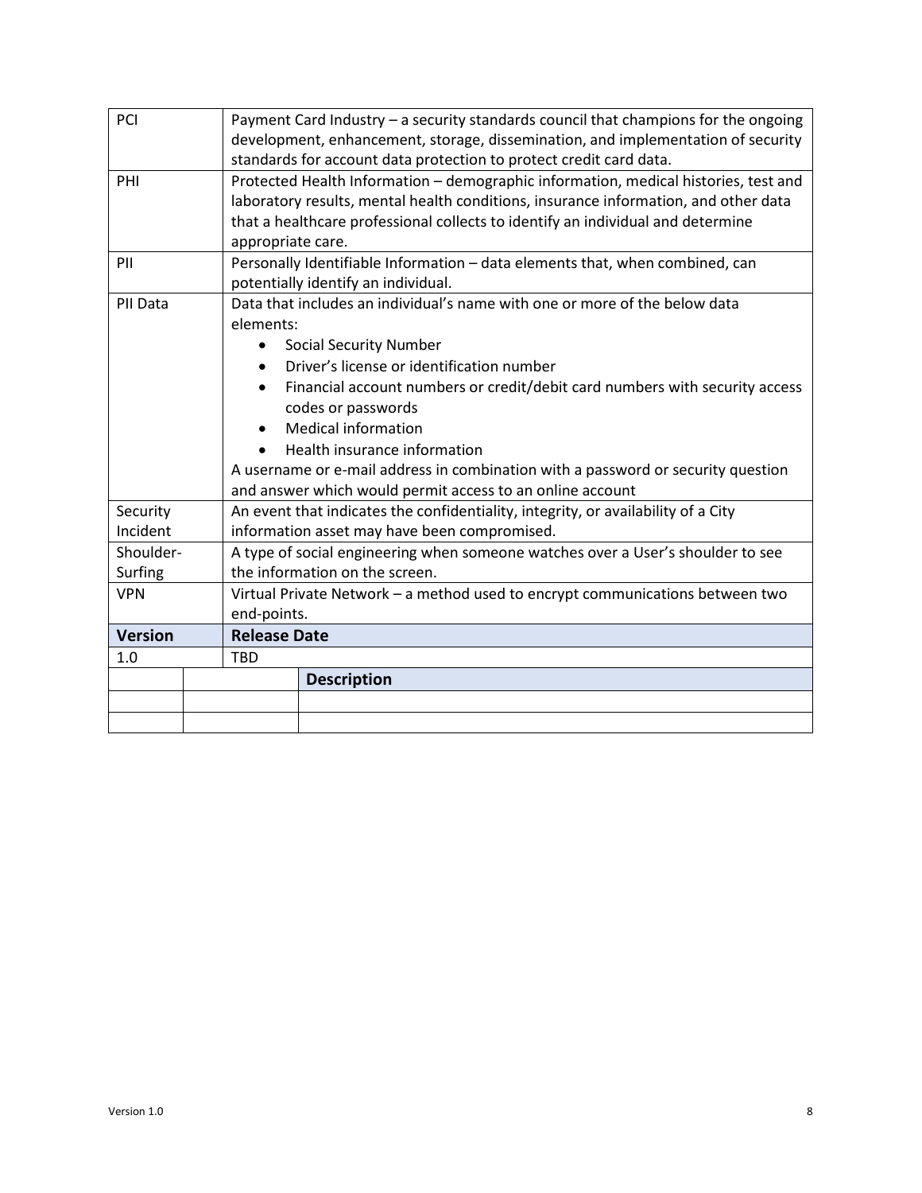| | |
|---|---|
| PCI | Payment Card Industry – a security standards council that champions for the ongoing development, enhancement, storage, dissemination, and implementation of security standards for account data protection to protect credit card data. |
| PHI | Protected Health Information – demographic information, medical histories, test and laboratory results, mental health conditions, insurance information, and other data that a healthcare professional collects to identify an individual and determine appropriate care. |
| PII | Personally Identifiable Information – data elements that, when combined, can potentially identify an individual. |
| PII Data | Data that includes an individual's name with one or more of the below data elements:<br>• Social Security Number<br>• Driver's license or identification number<br>• Financial account numbers or credit/debit card numbers with security access codes or passwords<br>• Medical information<br>• Health insurance information<br>A username or e-mail address in combination with a password or security question and answer which would permit access to an online account |
| Security Incident | An event that indicates the confidentiality, integrity, or availability of a City information asset may have been compromised. |
| Shoulder-Surfing | A type of social engineering when someone watches over a User's shoulder to see the information on the screen. |
| VPN | Virtual Private Network – a method used to encrypt communications between two end-points. |

| **Version** | **Release Date** |
|---|---|
| 1.0 | TBD |

| | | **Description** |
|---|---|---|
| | | |
| | | |